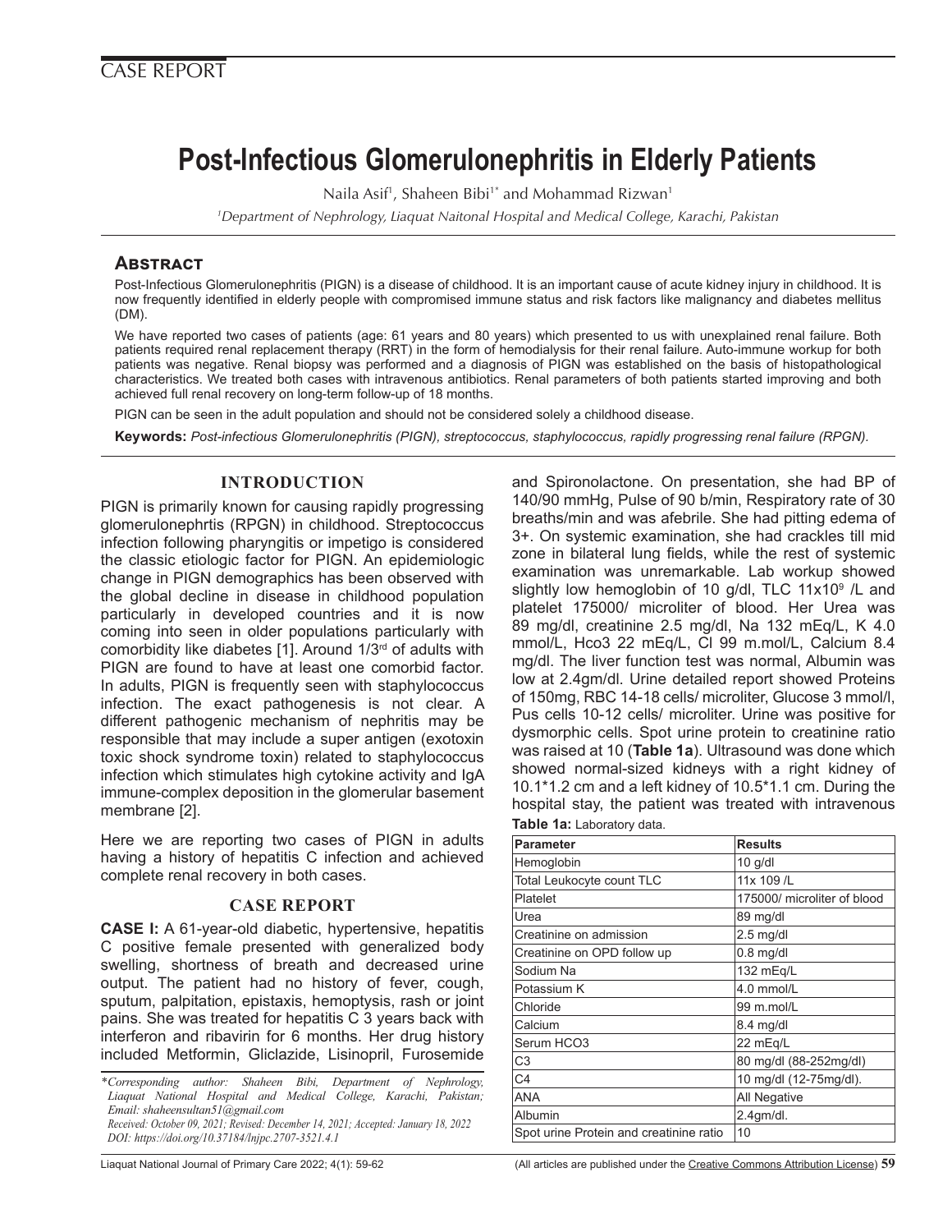CASE REPORT

# Post-Infectious Glomerulonephritis in Elderly Patients

Naila Asif[1], Shaheen Bibi[1*] and Mohammad Rizwan[1]

[1]*Department of Nephrology, Liaquat Naitonal Hospital and Medical College, Karachi, Pakistan*

## Abstract

Post-Infectious Glomerulonephritis (PIGN) is a disease of childhood. It is an important cause of acute kidney injury in childhood. It is now frequently identified in elderly people with compromised immune status and risk factors like malignancy and diabetes mellitus (DM).

We have reported two cases of patients (age: 61 years and 80 years) which presented to us with unexplained renal failure. Both patients required renal replacement therapy (RRT) in the form of hemodialysis for their renal failure. Auto-immune workup for both patients was negative. Renal biopsy was performed and a diagnosis of PIGN was established on the basis of histopathological characteristics. We treated both cases with intravenous antibiotics. Renal parameters of both patients started improving and both achieved full renal recovery on long-term follow-up of 18 months.

PIGN can be seen in the adult population and should not be considered solely a childhood disease.

**Keywords:** *Post-infectious Glomerulonephritis (PIGN), streptococcus, staphylococcus, rapidly progressing renal failure (RPGN).*

## INTRODUCTION

PIGN is primarily known for causing rapidly progressing glomerulonephrtis (RPGN) in childhood. Streptococcus infection following pharyngitis or impetigo is considered the classic etiologic factor for PIGN. An epidemiologic change in PIGN demographics has been observed with the global decline in disease in childhood population particularly in developed countries and it is now coming into seen in older populations particularly with comorbidity like diabetes [1]. Around 1/3rd of adults with PIGN are found to have at least one comorbid factor. In adults, PIGN is frequently seen with staphylococcus infection. The exact pathogenesis is not clear. A different pathogenic mechanism of nephritis may be responsible that may include a super antigen (exotoxin toxic shock syndrome toxin) related to staphylococcus infection which stimulates high cytokine activity and IgA immune-complex deposition in the glomerular basement membrane [2].

Here we are reporting two cases of PIGN in adults having a history of hepatitis C infection and achieved complete renal recovery in both cases.

## CASE REPORT

**CASE I:** A 61-year-old diabetic, hypertensive, hepatitis C positive female presented with generalized body swelling, shortness of breath and decreased urine output. The patient had no history of fever, cough, sputum, palpitation, epistaxis, hemoptysis, rash or joint pains. She was treated for hepatitis C 3 years back with interferon and ribavirin for 6 months. Her drug history included Metformin, Gliclazide, Lisinopril, Furosemide and Spironolactone. On presentation, she had BP of 140/90 mmHg, Pulse of 90 b/min, Respiratory rate of 30 breaths/min and was afebrile. She had pitting edema of 3+. On systemic examination, she had crackles till mid zone in bilateral lung fields, while the rest of systemic examination was unremarkable. Lab workup showed slightly low hemoglobin of 10 g/dl, TLC $11x10^9$ /L and platelet 175000/ microliter of blood. Her Urea was 89 mg/dl, creatinine 2.5 mg/dl, Na 132 mEq/L, K 4.0 mmol/L, Hco3 22 mEq/L, Cl 99 m.mol/L, Calcium 8.4 mg/dl. The liver function test was normal, Albumin was low at 2.4gm/dl. Urine detailed report showed Proteins of 150mg, RBC 14-18 cells/ microliter, Glucose 3 mmol/l, Pus cells 10-12 cells/ microliter. Urine was positive for dysmorphic cells. Spot urine protein to creatinine ratio was raised at 10 (**Table 1a**). Ultrasound was done which showed normal-sized kidneys with a right kidney of 10.1*1.2 cm and a left kidney of 10.5*1.1 cm. During the hospital stay, the patient was treated with intravenous

**Table 1a:** Laboratory data.

| Parameter | Results |
|---|---|
| Hemoglobin | 10 g/dl |
| Total Leukocyte count TLC | 11x 109 /L |
| Platelet | 175000/ microliter of blood |
| Urea | 89 mg/dl |
| Creatinine on admission | 2.5 mg/dl |
| Creatinine on OPD follow up | 0.8 mg/dl |
| Sodium Na | 132 mEq/L |
| Potassium K | 4.0 mmol/L |
| Chloride | 99 m.mol/L |
| Calcium | 8.4 mg/dl |
| Serum HCO3 | 22 mEq/L |
| C3 | 80 mg/dl (88-252mg/dl) |
| C4 | 10 mg/dl (12-75mg/dl). |
| ANA | All Negative |
| Albumin | 2.4gm/dl. |
| Spot urine Protein and creatinine ratio | 10 |

*Corresponding author: Shaheen Bibi, Department of Nephrology, Liaquat National Hospital and Medical College, Karachi, Pakistan; Email: shaheensultan51@gmail.com*
*Received: October 09, 2021; Revised: December 14, 2021; Accepted: January 18, 2022*
*DOI: https://doi.org/10.37184/lnjpc.2707-3521.4.1*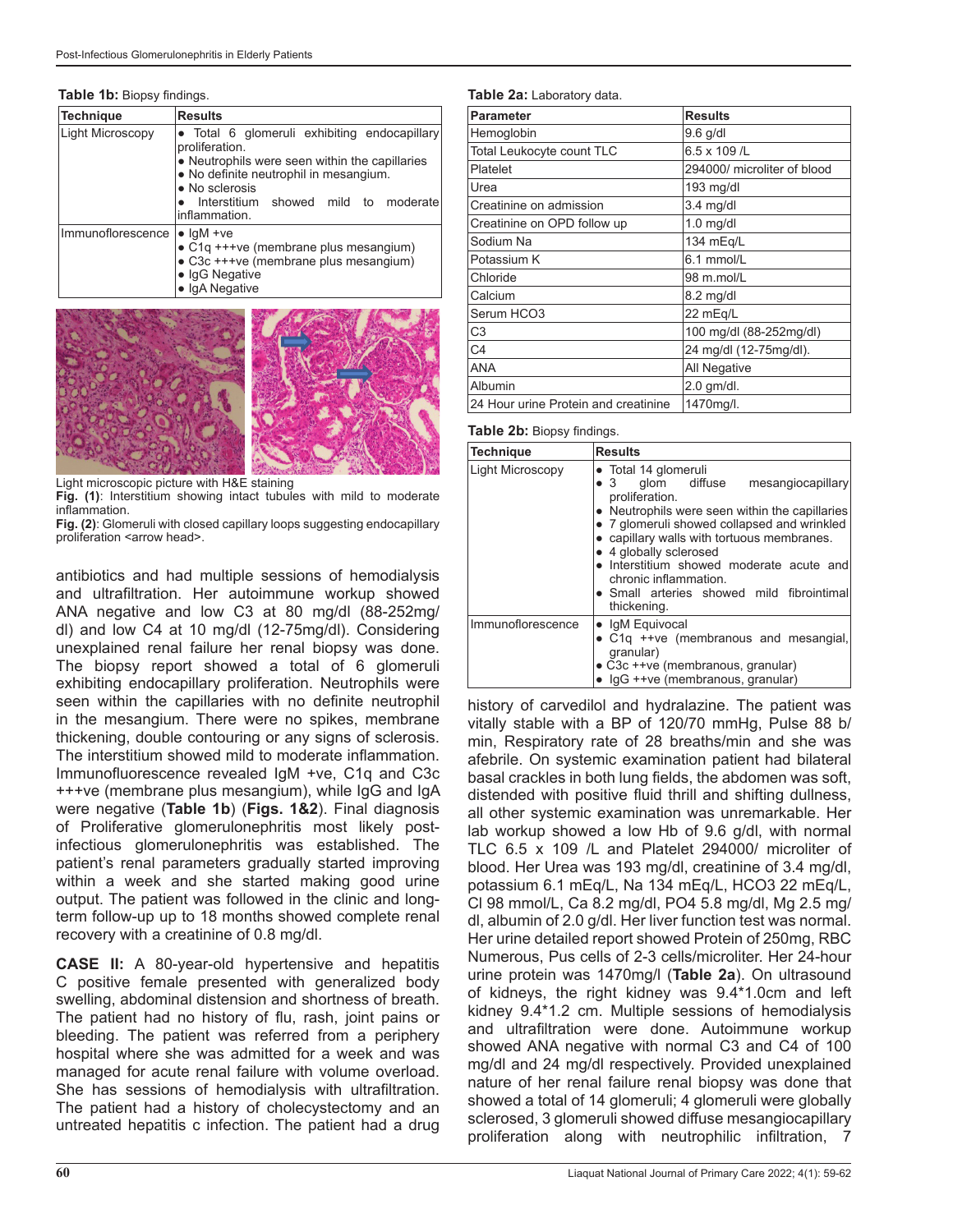**Table 1b:** Biopsy findings.

| Technique | Results |
|---|---|
| Light Microscopy | • Total 6 glomeruli exhibiting endocapillary proliferation.<br>• Neutrophils were seen within the capillaries<br>• No definite neutrophil in mesangium.<br>• No sclerosis<br>• Interstitium showed mild to moderate inflammation. |
| Immunoflorescence | • IgM +ve<br>• C1q +++ve (membrane plus mesangium)<br>• C3c +++ve (membrane plus mesangium)<br>• IgG Negative<br>• IgA Negative |

Light microscopic picture with H&E staining

**Fig. (1)**: Interstitium showing intact tubules with mild to moderate inflammation.

**Fig. (2)**: Glomeruli with closed capillary loops suggesting endocapillary proliferation <arrow head>.

antibiotics and had multiple sessions of hemodialysis and ultrafiltration. Her autoimmune workup showed ANA negative and low C3 at 80 mg/dl (88-252mg/dl) and low C4 at 10 mg/dl (12-75mg/dl). Considering unexplained renal failure her renal biopsy was done. The biopsy report showed a total of 6 glomeruli exhibiting endocapillary proliferation. Neutrophils were seen within the capillaries with no definite neutrophil in the mesangium. There were no spikes, membrane thickening, double contouring or any signs of sclerosis. The interstitium showed mild to moderate inflammation. Immunofluorescence revealed IgM +ve, C1q and C3c +++ve (membrane plus mesangium), while IgG and IgA were negative (**Table 1b**) (**Figs. 1&2**). Final diagnosis of Proliferative glomerulonephritis most likely post-infectious glomerulonephritis was established. The patient's renal parameters gradually started improving within a week and she started making good urine output. The patient was followed in the clinic and long-term follow-up up to 18 months showed complete renal recovery with a creatinine of 0.8 mg/dl.

**CASE II:** A 80-year-old hypertensive and hepatitis C positive female presented with generalized body swelling, abdominal distension and shortness of breath. The patient had no history of flu, rash, joint pains or bleeding. The patient was referred from a periphery hospital where she was admitted for a week and was managed for acute renal failure with volume overload. She has sessions of hemodialysis with ultrafiltration. The patient had a history of cholecystectomy and an untreated hepatitis c infection. The patient had a drug history of carvedilol and hydralazine. The patient was vitally stable with a BP of 120/70 mmHg, Pulse 88 b/min, Respiratory rate of 28 breaths/min and she was afebrile. On systemic examination patient had bilateral basal crackles in both lung fields, the abdomen was soft, distended with positive fluid thrill and shifting dullness, all other systemic examination was unremarkable. Her lab workup showed a low Hb of 9.6 g/dl, with normal TLC 6.5 x 109 /L and Platelet 294000/ microliter of blood. Her Urea was 193 mg/dl, creatinine of 3.4 mg/dl, potassium 6.1 mEq/L, Na 134 mEq/L, HCO3 22 mEq/L, Cl 98 mmol/L, Ca 8.2 mg/dl, PO4 5.8 mg/dl, Mg 2.5 mg/dl, albumin of 2.0 g/dl. Her liver function test was normal. Her urine detailed report showed Protein of 250mg, RBC Numerous, Pus cells of 2-3 cells/microliter. Her 24-hour urine protein was 1470mg/l (**Table 2a**). On ultrasound of kidneys, the right kidney was 9.4*1.0cm and left kidney 9.4*1.2 cm. Multiple sessions of hemodialysis and ultrafiltration were done. Autoimmune workup showed ANA negative with normal C3 and C4 of 100 mg/dl and 24 mg/dl respectively. Provided unexplained nature of her renal failure renal biopsy was done that showed a total of 14 glomeruli; 4 glomeruli were globally sclerosed, 3 glomeruli showed diffuse mesangiocapillary proliferation along with neutrophilic infiltration, 7

**Table 2a:** Laboratory data.

| Parameter | Results |
|---|---|
| Hemoglobin | 9.6 g/dl |
| Total Leukocyte count TLC | 6.5 x 109 /L |
| Platelet | 294000/ microliter of blood |
| Urea | 193 mg/dl |
| Creatinine on admission | 3.4 mg/dl |
| Creatinine on OPD follow up | 1.0 mg/dl |
| Sodium Na | 134 mEq/L |
| Potassium K | 6.1 mmol/L |
| Chloride | 98 m.mol/L |
| Calcium | 8.2 mg/dl |
| Serum HCO3 | 22 mEq/L |
| C3 | 100 mg/dl (88-252mg/dl) |
| C4 | 24 mg/dl (12-75mg/dl). |
| ANA | All Negative |
| Albumin | 2.0 gm/dl. |
| 24 Hour urine Protein and creatinine | 1470mg/l. |

**Table 2b:** Biopsy findings.

| Technique | Results |
|---|---|
| Light Microscopy | • Total 14 glomeruli<br>• 3 glom diffuse mesangiocapillary proliferation.<br>• Neutrophils were seen within the capillaries<br>• 7 glomeruli showed collapsed and wrinkled<br>• capillary walls with tortuous membranes.<br>• 4 globally sclerosed<br>• Interstitium showed moderate acute and chronic inflammation.<br>• Small arteries showed mild fibrointimal thickening. |
| Immunoflorescence | • IgM Equivocal<br>• C1q ++ve (membranous and mesangial, granular)<br>• C3c ++ve (membranous, granular)<br>• IgG ++ve (membranous, granular) |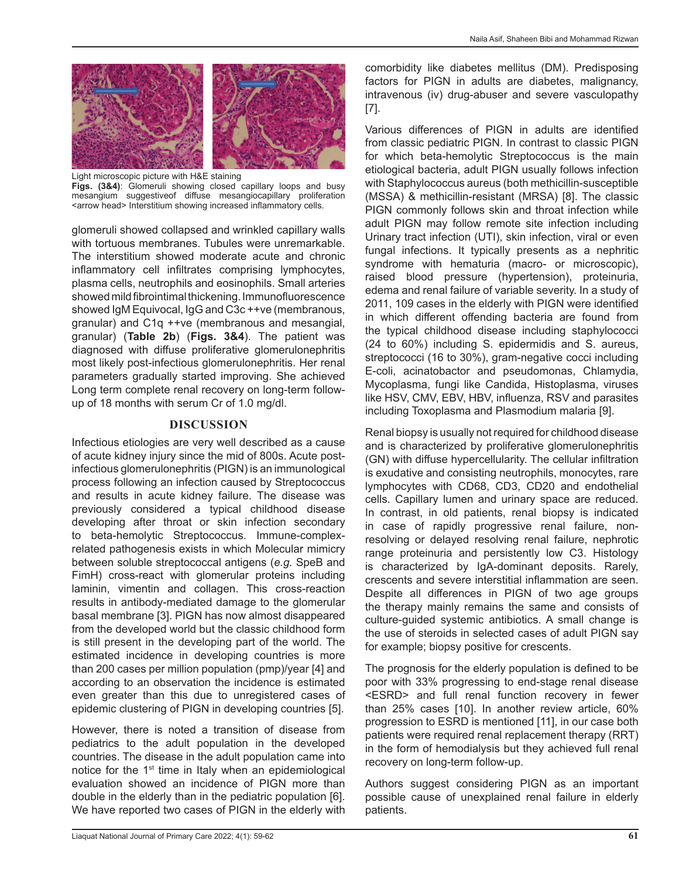Light microscopic picture with H&E staining

**Figs. (3&4)**: Glomeruli showing closed capillary loops and busy mesangium suggestiveof diffuse mesangiocapillary proliferation <arrow head> Interstitium showing increased inflammatory cells.

glomeruli showed collapsed and wrinkled capillary walls with tortuous membranes. Tubules were unremarkable. The interstitium showed moderate acute and chronic inflammatory cell infiltrates comprising lymphocytes, plasma cells, neutrophils and eosinophils. Small arteries showed mild fibrointimal thickening. Immunofluorescence showed IgM Equivocal, IgG and C3c ++ve (membranous, granular) and C1q ++ve (membranous and mesangial, granular) (**Table 2b**) (**Figs. 3&4**). The patient was diagnosed with diffuse proliferative glomerulonephritis most likely post-infectious glomerulonephritis. Her renal parameters gradually started improving. She achieved Long term complete renal recovery on long-term follow-up of 18 months with serum Cr of 1.0 mg/dl.

## DISCUSSION

Infectious etiologies are very well described as a cause of acute kidney injury since the mid of 800s. Acute post-infectious glomerulonephritis (PIGN) is an immunological process following an infection caused by Streptococcus and results in acute kidney failure. The disease was previously considered a typical childhood disease developing after throat or skin infection secondary to beta-hemolytic Streptococcus. Immune-complex-related pathogenesis exists in which Molecular mimicry between soluble streptococcal antigens (*e.g.* SpeB and FimH) cross-react with glomerular proteins including laminin, vimentin and collagen. This cross-reaction results in antibody-mediated damage to the glomerular basal membrane [3]. PIGN has now almost disappeared from the developed world but the classic childhood form is still present in the developing part of the world. The estimated incidence in developing countries is more than 200 cases per million population (pmp)/year [4] and according to an observation the incidence is estimated even greater than this due to unregistered cases of epidemic clustering of PIGN in developing countries [5].

However, there is noted a transition of disease from pediatrics to the adult population in the developed countries. The disease in the adult population came into notice for the 1st time in Italy when an epidemiological evaluation showed an incidence of PIGN more than double in the elderly than in the pediatric population [6]. We have reported two cases of PIGN in the elderly with comorbidity like diabetes mellitus (DM). Predisposing factors for PIGN in adults are diabetes, malignancy, intravenous (iv) drug-abuser and severe vasculopathy [7].

Various differences of PIGN in adults are identified from classic pediatric PIGN. In contrast to classic PIGN for which beta-hemolytic Streptococcus is the main etiological bacteria, adult PIGN usually follows infection with Staphylococcus aureus (both methicillin-susceptible (MSSA) & methicillin-resistant (MRSA) [8]. The classic PIGN commonly follows skin and throat infection while adult PIGN may follow remote site infection including Urinary tract infection (UTI), skin infection, viral or even fungal infections. It typically presents as a nephritic syndrome with hematuria (macro- or microscopic), raised blood pressure (hypertension), proteinuria, edema and renal failure of variable severity. In a study of 2011, 109 cases in the elderly with PIGN were identified in which different offending bacteria are found from the typical childhood disease including staphylococci (24 to 60%) including S. epidermidis and S. aureus, streptococci (16 to 30%), gram-negative cocci including E-coli, acinatobactor and pseudomonas, Chlamydia, Mycoplasma, fungi like Candida, Histoplasma, viruses like HSV, CMV, EBV, HBV, influenza, RSV and parasites including Toxoplasma and Plasmodium malaria [9].

Renal biopsy is usually not required for childhood disease and is characterized by proliferative glomerulonephritis (GN) with diffuse hypercellularity. The cellular infiltration is exudative and consisting neutrophils, monocytes, rare lymphocytes with CD68, CD3, CD20 and endothelial cells. Capillary lumen and urinary space are reduced. In contrast, in old patients, renal biopsy is indicated in case of rapidly progressive renal failure, non-resolving or delayed resolving renal failure, nephrotic range proteinuria and persistently low C3. Histology is characterized by IgA-dominant deposits. Rarely, crescents and severe interstitial inflammation are seen. Despite all differences in PIGN of two age groups the therapy mainly remains the same and consists of culture-guided systemic antibiotics. A small change is the use of steroids in selected cases of adult PIGN say for example; biopsy positive for crescents.

The prognosis for the elderly population is defined to be poor with 33% progressing to end-stage renal disease <ESRD> and full renal function recovery in fewer than 25% cases [10]. In another review article, 60% progression to ESRD is mentioned [11], in our case both patients were required renal replacement therapy (RRT) in the form of hemodialysis but they achieved full renal recovery on long-term follow-up.

Authors suggest considering PIGN as an important possible cause of unexplained renal failure in elderly patients.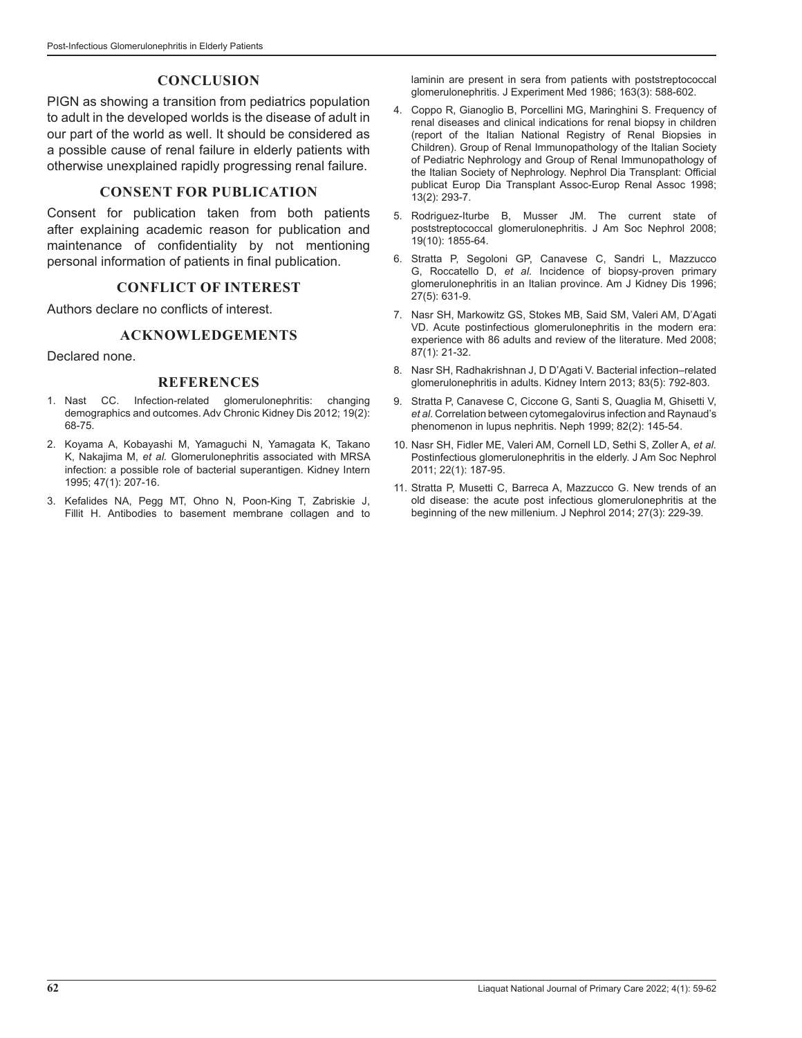## CONCLUSION

PIGN as showing a transition from pediatrics population to adult in the developed worlds is the disease of adult in our part of the world as well. It should be considered as a possible cause of renal failure in elderly patients with otherwise unexplained rapidly progressing renal failure.

## CONSENT FOR PUBLICATION

Consent for publication taken from both patients after explaining academic reason for publication and maintenance of confidentiality by not mentioning personal information of patients in final publication.

## CONFLICT OF INTEREST

Authors declare no conflicts of interest.

## ACKNOWLEDGEMENTS

Declared none.

## REFERENCES

1. Nast CC. Infection-related glomerulonephritis: changing demographics and outcomes. Adv Chronic Kidney Dis 2012; 19(2): 68-75.
2. Koyama A, Kobayashi M, Yamaguchi N, Yamagata K, Takano K, Nakajima M, *et al.* Glomerulonephritis associated with MRSA infection: a possible role of bacterial superantigen. Kidney Intern 1995; 47(1): 207-16.
3. Kefalides NA, Pegg MT, Ohno N, Poon-King T, Zabriskie J, Fillit H. Antibodies to basement membrane collagen and to laminin are present in sera from patients with poststreptococcal glomerulonephritis. J Experiment Med 1986; 163(3): 588-602.
4. Coppo R, Gianoglio B, Porcellini MG, Maringhini S. Frequency of renal diseases and clinical indications for renal biopsy in children (report of the Italian National Registry of Renal Biopsies in Children). Group of Renal Immunopathology of the Italian Society of Pediatric Nephrology and Group of Renal Immunopathology of the Italian Society of Nephrology. Nephrol Dia Transplant: Official publicat Europ Dia Transplant Assoc-Europ Renal Assoc 1998; 13(2): 293-7.
5. Rodriguez-Iturbe B, Musser JM. The current state of poststreptococcal glomerulonephritis. J Am Soc Nephrol 2008; 19(10): 1855-64.
6. Stratta P, Segoloni GP, Canavese C, Sandri L, Mazzucco G, Roccatello D, *et al.* Incidence of biopsy-proven primary glomerulonephritis in an Italian province. Am J Kidney Dis 1996; 27(5): 631-9.
7. Nasr SH, Markowitz GS, Stokes MB, Said SM, Valeri AM, D'Agati VD. Acute postinfectious glomerulonephritis in the modern era: experience with 86 adults and review of the literature. Med 2008; 87(1): 21-32.
8. Nasr SH, Radhakrishnan J, D D'Agati V. Bacterial infection–related glomerulonephritis in adults. Kidney Intern 2013; 83(5): 792-803.
9. Stratta P, Canavese C, Ciccone G, Santi S, Quaglia M, Ghisetti V, *et al.* Correlation between cytomegalovirus infection and Raynaud's phenomenon in lupus nephritis. Neph 1999; 82(2): 145-54.
10. Nasr SH, Fidler ME, Valeri AM, Cornell LD, Sethi S, Zoller A, *et al.* Postinfectious glomerulonephritis in the elderly. J Am Soc Nephrol 2011; 22(1): 187-95.
11. Stratta P, Musetti C, Barreca A, Mazzucco G. New trends of an old disease: the acute post infectious glomerulonephritis at the beginning of the new millenium. J Nephrol 2014; 27(3): 229-39.